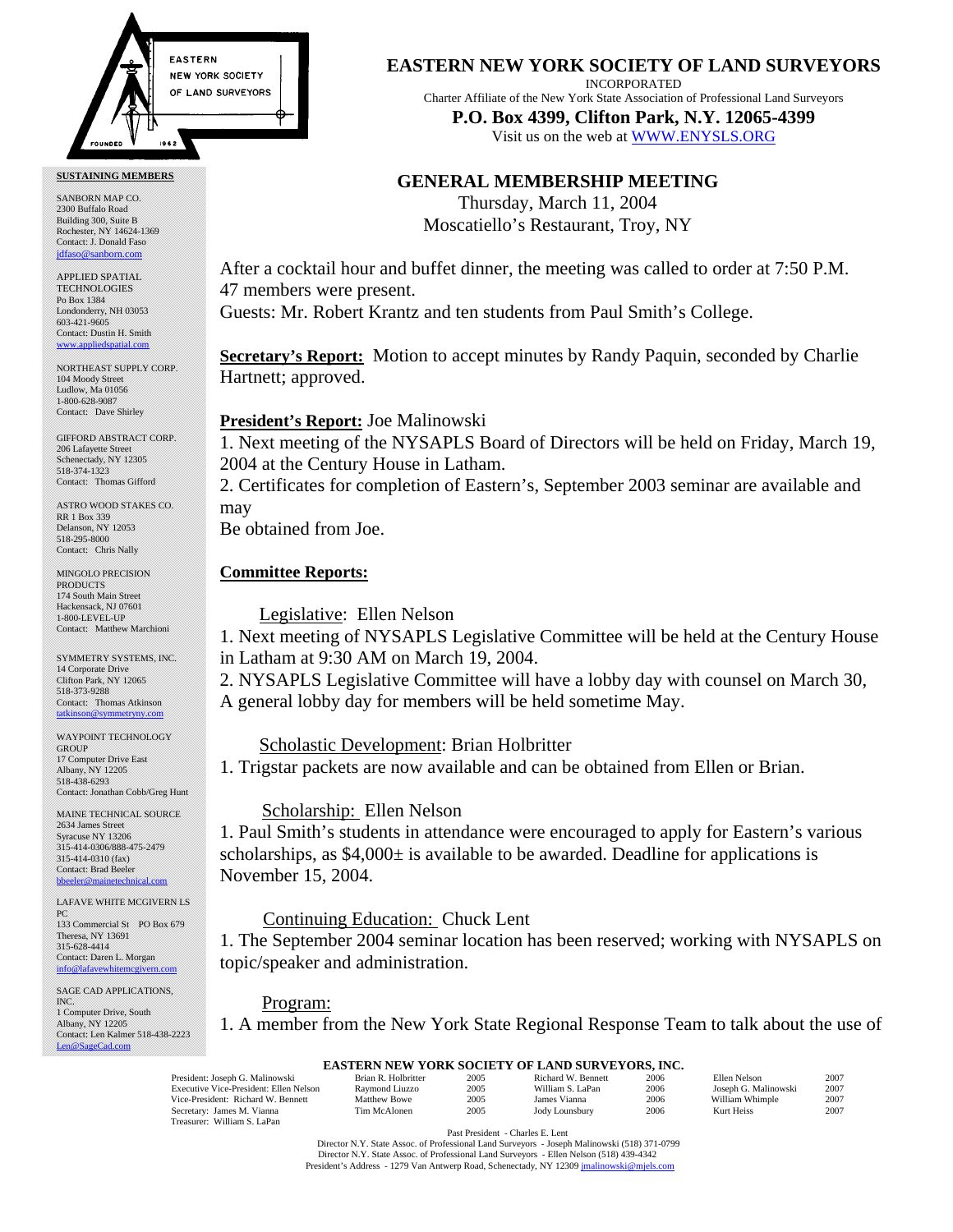# EASTERN NEW YORK SOCIETY OF LAND SURVEYORS

INCORPORATED

Charter Affiliate of the New York State Association of Professional Land Surveyors

**P.O. Box 4399, Clifton Park, N.Y. 12065-4399**

Visit us on the web at WWW.ENYSLS.ORG

EASTERN NEW YORK SOCIETY OF LAND SURVEYORS — FOUNDED 1962

**SUSTAINING MEMBERS**

SANBORN MAP CO.
2300 Buffalo Road
Building 300, Suite B
Rochester, NY 14624-1369
Contact: J. Donald Faso
jdfaso@sanborn.com

APPLIED SPATIAL TECHNOLOGIES
Po Box 1384
Londonderry, NH 03053
603-421-9605
Contact: Dustin H. Smith
www.appliedspatial.com

NORTHEAST SUPPLY CORP.
104 Moody Street
Ludlow, Ma 01056
1-800-628-9087
Contact: Dave Shirley

GIFFORD ABSTRACT CORP.
206 Lafayette Street
Schenectady, NY 12305
518-374-1323
Contact: Thomas Gifford

ASTRO WOOD STAKES CO.
RR 1 Box 339
Delanson, NY 12053
518-295-8000
Contact: Chris Nally

MINGOLO PRECISION PRODUCTS
174 South Main Street
Hackensack, NJ 07601
1-800-LEVEL-UP
Contact: Matthew Marchioni

SYMMETRY SYSTEMS, INC.
14 Corporate Drive
Clifton Park, NY 12065
518-373-9288
Contact: Thomas Atkinson
tatkinson@symmetryny.com

WAYPOINT TECHNOLOGY GROUP
17 Computer Drive East
Albany, NY 12205
518-438-6293
Contact: Jonathan Cobb/Greg Hunt

MAINE TECHNICAL SOURCE
2634 James Street
Syracuse NY 13206
315-414-0306/888-475-2479
315-414-0310 (fax)
Contact: Brad Beeler
bbeeler@mainetechnical.com

LAFAVE WHITE MCGIVERN LS PC
133 Commercial St PO Box 679
Theresa, NY 13691
315-628-4414
Contact: Daren L. Morgan
info@lafavewhitemcgivern.com

SAGE CAD APPLICATIONS, INC.
1 Computer Drive, South
Albany, NY 12205
Contact: Len Kalmer 518-438-2223
Len@SageCad.com

## GENERAL MEMBERSHIP MEETING

Thursday, March 11, 2004
Moscatiello's Restaurant, Troy, NY

After a cocktail hour and buffet dinner, the meeting was called to order at 7:50 P.M. 47 members were present.
Guests: Mr. Robert Krantz and ten students from Paul Smith's College.

**Secretary's Report:** Motion to accept minutes by Randy Paquin, seconded by Charlie Hartnett; approved.

**President's Report:** Joe Malinowski

1. Next meeting of the NYSAPLS Board of Directors will be held on Friday, March 19, 2004 at the Century House in Latham.
2. Certificates for completion of Eastern's, September 2003 seminar are available and may
Be obtained from Joe.

**Committee Reports:**

Legislative: Ellen Nelson

1. Next meeting of NYSAPLS Legislative Committee will be held at the Century House in Latham at 9:30 AM on March 19, 2004.
2. NYSAPLS Legislative Committee will have a lobby day with counsel on March 30,
A general lobby day for members will be held sometime May.

Scholastic Development: Brian Holbritter

1. Trigstar packets are now available and can be obtained from Ellen or Brian.

Scholarship: Ellen Nelson

1. Paul Smith's students in attendance were encouraged to apply for Eastern's various scholarships, as $4,000± is available to be awarded. Deadline for applications is November 15, 2004.

Continuing Education: Chuck Lent

1. The September 2004 seminar location has been reserved; working with NYSAPLS on topic/speaker and administration.

Program:

1. A member from the New York State Regional Response Team to talk about the use of

**EASTERN NEW YORK SOCIETY OF LAND SURVEYORS, INC.**

| | | | | | | | |
|---|---|---|---|---|---|---|---|
| President: Joseph G. Malinowski | Brian R. Holbritter | 2005 | Richard W. Bennett | 2006 | Ellen Nelson | 2007 |
| Executive Vice-President: Ellen Nelson | Raymond Liuzzo | 2005 | William S. LaPan | 2006 | Joseph G. Malinowski | 2007 |
| Vice-President: Richard W. Bennett | Matthew Bowe | 2005 | James Vianna | 2006 | William Whimple | 2007 |
| Secretary: James M. Vianna | Tim McAlonen | 2005 | Jody Lounsbury | 2006 | Kurt Heiss | 2007 |
| Treasurer: William S. LaPan | | | | | | |

Past President - Charles E. Lent
Director N.Y. State Assoc. of Professional Land Surveyors - Joseph Malinowski (518) 371-0799
Director N.Y. State Assoc. of Professional Land Surveyors - Ellen Nelson (518) 439-4342
President's Address - 1279 Van Antwerp Road, Schenectady, NY 12309 jmalinowski@mjels.com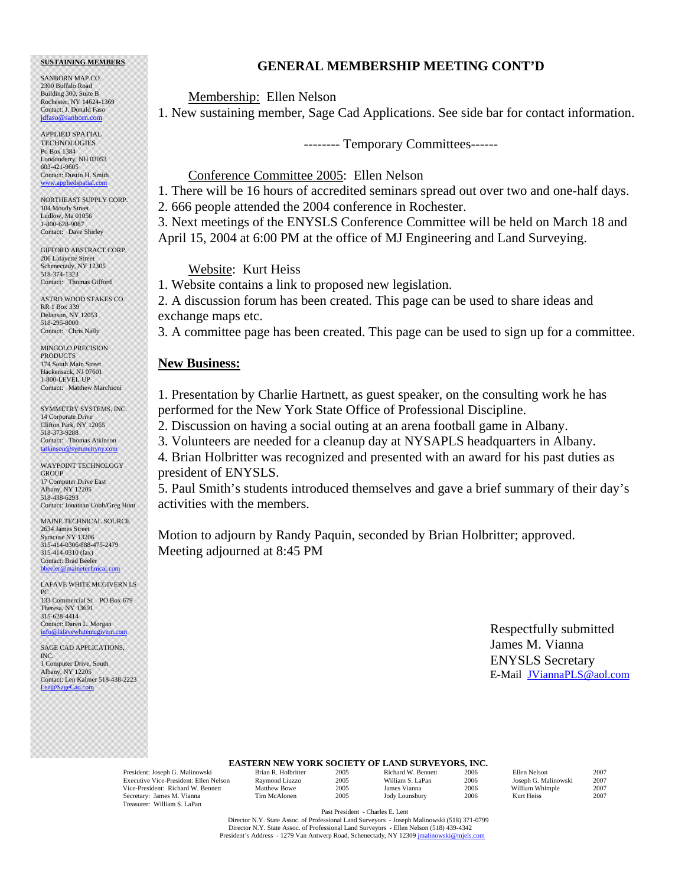**SUSTAINING MEMBERS**

SANBORN MAP CO.
2300 Buffalo Road
Building 300, Suite B
Rochester, NY 14624-1369
Contact: J. Donald Faso
jdfaso@sanborn.com

APPLIED SPATIAL TECHNOLOGIES
Po Box 1384
Londonderry, NH 03053
603-421-9605
Contact: Dustin H. Smith
www.appliedspatial.com

NORTHEAST SUPPLY CORP.
104 Moody Street
Ludlow, Ma 01056
1-800-628-9087
Contact: Dave Shirley

GIFFORD ABSTRACT CORP.
206 Lafayette Street
Schenectady, NY 12305
518-374-1323
Contact: Thomas Gifford

ASTRO WOOD STAKES CO.
RR 1 Box 339
Delanson, NY 12053
518-295-8000
Contact: Chris Nally

MINGOLO PRECISION PRODUCTS
174 South Main Street
Hackensack, NJ 07601
1-800-LEVEL-UP
Contact: Matthew Marchioni

SYMMETRY SYSTEMS, INC.
14 Corporate Drive
Clifton Park, NY 12065
518-373-9288
Contact: Thomas Atkinson
tatkinson@symmetryny.com

WAYPOINT TECHNOLOGY GROUP
17 Computer Drive East
Albany, NY 12205
518-438-6293
Contact: Jonathan Cobb/Greg Hunt

MAINE TECHNICAL SOURCE
2634 James Street
Syracuse NY 13206
315-414-0306/888-475-2479
315-414-0310 (fax)
Contact: Brad Beeler
bbeeler@mainetechnical.com

LAFAVE WHITE MCGIVERN LS PC
133 Commercial St PO Box 679
Theresa, NY 13691
315-628-4414
Contact: Daren L. Morgan
info@lafavewhitemcgivern.com

SAGE CAD APPLICATIONS, INC.
1 Computer Drive, South
Albany, NY 12205
Contact: Len Kalmer 518-438-2223
Len@SageCad.com

## GENERAL MEMBERSHIP MEETING CONT'D

Membership: Ellen Nelson

1. New sustaining member, Sage Cad Applications. See side bar for contact information.

-------- Temporary Committees------

Conference Committee 2005: Ellen Nelson

1. There will be 16 hours of accredited seminars spread out over two and one-half days.
2. 666 people attended the 2004 conference in Rochester.
3. Next meetings of the ENYSLS Conference Committee will be held on March 18 and April 15, 2004 at 6:00 PM at the office of MJ Engineering and Land Surveying.

Website: Kurt Heiss

1. Website contains a link to proposed new legislation.
2. A discussion forum has been created. This page can be used to share ideas and exchange maps etc.
3. A committee page has been created. This page can be used to sign up for a committee.

**New Business:**

1. Presentation by Charlie Hartnett, as guest speaker, on the consulting work he has performed for the New York State Office of Professional Discipline.
2. Discussion on having a social outing at an arena football game in Albany.
3. Volunteers are needed for a cleanup day at NYSAPLS headquarters in Albany.
4. Brian Holbritter was recognized and presented with an award for his past duties as president of ENYSLS.
5. Paul Smith's students introduced themselves and gave a brief summary of their day's activities with the members.

Motion to adjourn by Randy Paquin, seconded by Brian Holbritter; approved.
Meeting adjourned at 8:45 PM

Respectfully submitted
James M. Vianna
ENYSLS Secretary
E-Mail JViannaPLS@aol.com

**EASTERN NEW YORK SOCIETY OF LAND SURVEYORS, INC.**

| | | | | | | | |
|---|---|---|---|---|---|---|---|
| President: Joseph G. Malinowski | Brian R. Holbritter | 2005 | Richard W. Bennett | 2006 | Ellen Nelson | 2007 |
| Executive Vice-President: Ellen Nelson | Raymond Liuzzo | 2005 | William S. LaPan | 2006 | Joseph G. Malinowski | 2007 |
| Vice-President: Richard W. Bennett | Matthew Bowe | 2005 | James Vianna | 2006 | William Whimple | 2007 |
| Secretary: James M. Vianna | Tim McAlonen | 2005 | Jody Lounsbury | 2006 | Kurt Heiss | 2007 |
| Treasurer: William S. LaPan | | | | | | |

Past President - Charles E. Lent
Director N.Y. State Assoc. of Professional Land Surveyors - Joseph Malinowski (518) 371-0799
Director N.Y. State Assoc. of Professional Land Surveyors - Ellen Nelson (518) 439-4342
President's Address - 1279 Van Antwerp Road, Schenectady, NY 12309 jmalinowski@mjels.com